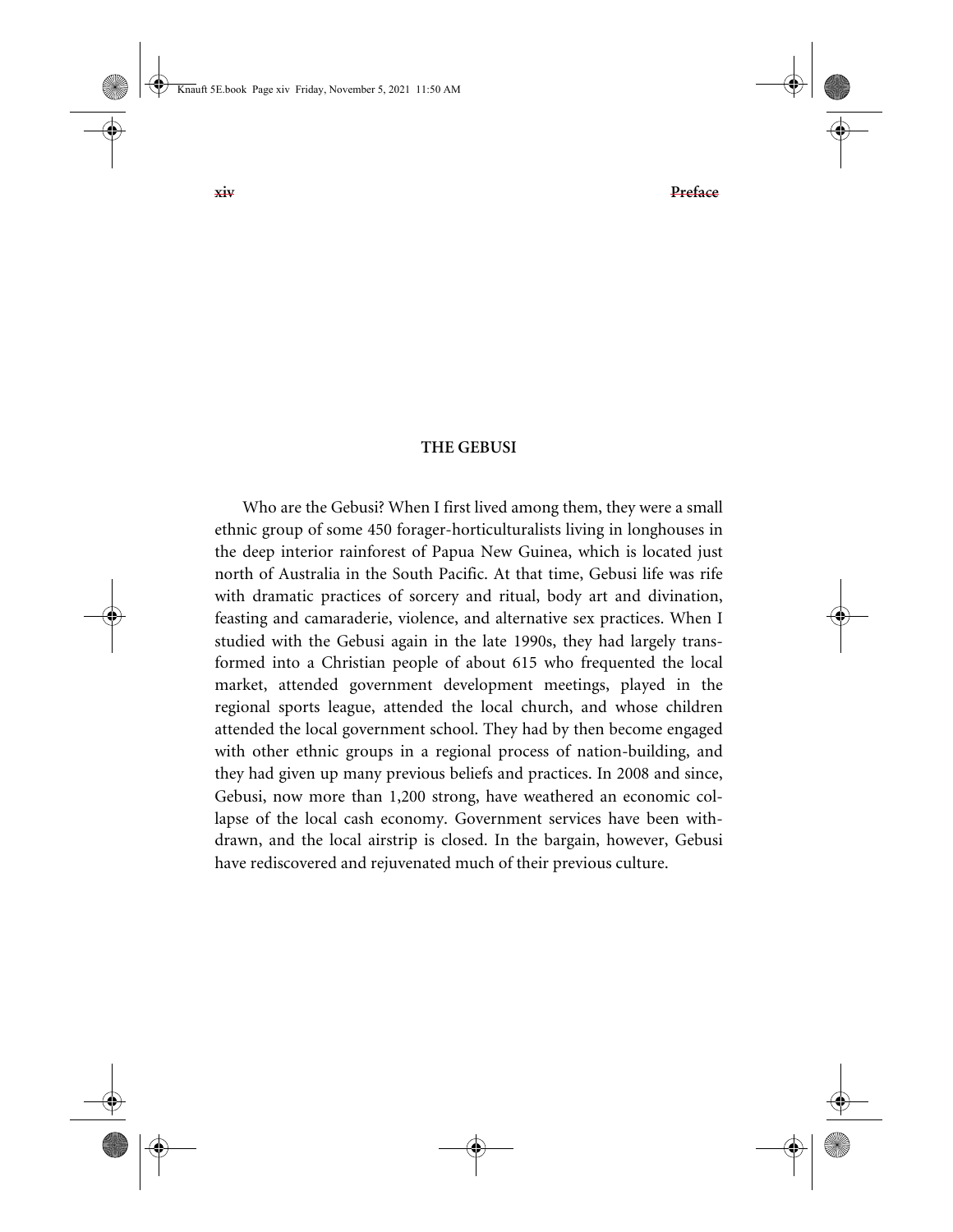## THE GEBUSI

Who are the Gebusi? When I first lived among them, they were a small ethnic group of some 450 forager-horticulturalists living in longhouses in the deep interior rainforest of Papua New Guinea, which is located just north of Australia in the South Pacific. At that time, Gebusi life was rife with dramatic practices of sorcery and ritual, body art and divination, feasting and camaraderie, violence, and alternative sex practices. When I studied with the Gebusi again in the late 1990s, they had largely transformed into a Christian people of about 615 who frequented the local market, attended government development meetings, played in the regional sports league, attended the local church, and whose children attended the local government school. They had by then become engaged with other ethnic groups in a regional process of nation-building, and they had given up many previous beliefs and practices. In 2008 and since, Gebusi, now more than 1,200 strong, have weathered an economic collapse of the local cash economy. Government services have been withdrawn, and the local airstrip is closed. In the bargain, however, Gebusi have rediscovered and rejuvenated much of their previous culture.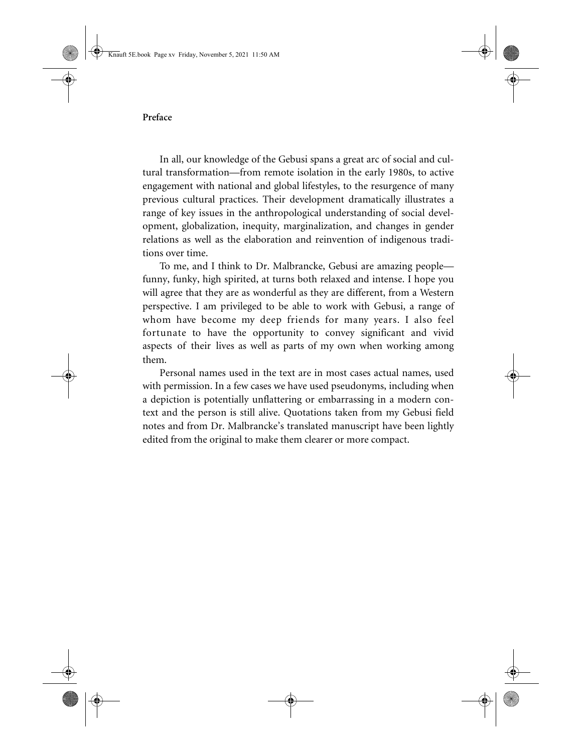## Preface

In all, our knowledge of the Gebusi spans a great arc of social and cultural transformation—from remote isolation in the early 1980s, to active engagement with national and global lifestyles, to the resurgence of many previous cultural practices. Their development dramatically illustrates a range of key issues in the anthropological understanding of social development, globalization, inequity, marginalization, and changes in gender relations as well as the elaboration and reinvention of indigenous traditions over time.

To me, and I think to Dr. Malbrancke, Gebusi are amazing people—funny, funky, high spirited, at turns both relaxed and intense. I hope you will agree that they are as wonderful as they are different, from a Western perspective. I am privileged to be able to work with Gebusi, a range of whom have become my deep friends for many years. I also feel fortunate to have the opportunity to convey significant and vivid aspects of their lives as well as parts of my own when working among them.

Personal names used in the text are in most cases actual names, used with permission. In a few cases we have used pseudonyms, including when a depiction is potentially unflattering or embarrassing in a modern context and the person is still alive. Quotations taken from my Gebusi field notes and from Dr. Malbrancke's translated manuscript have been lightly edited from the original to make them clearer or more compact.